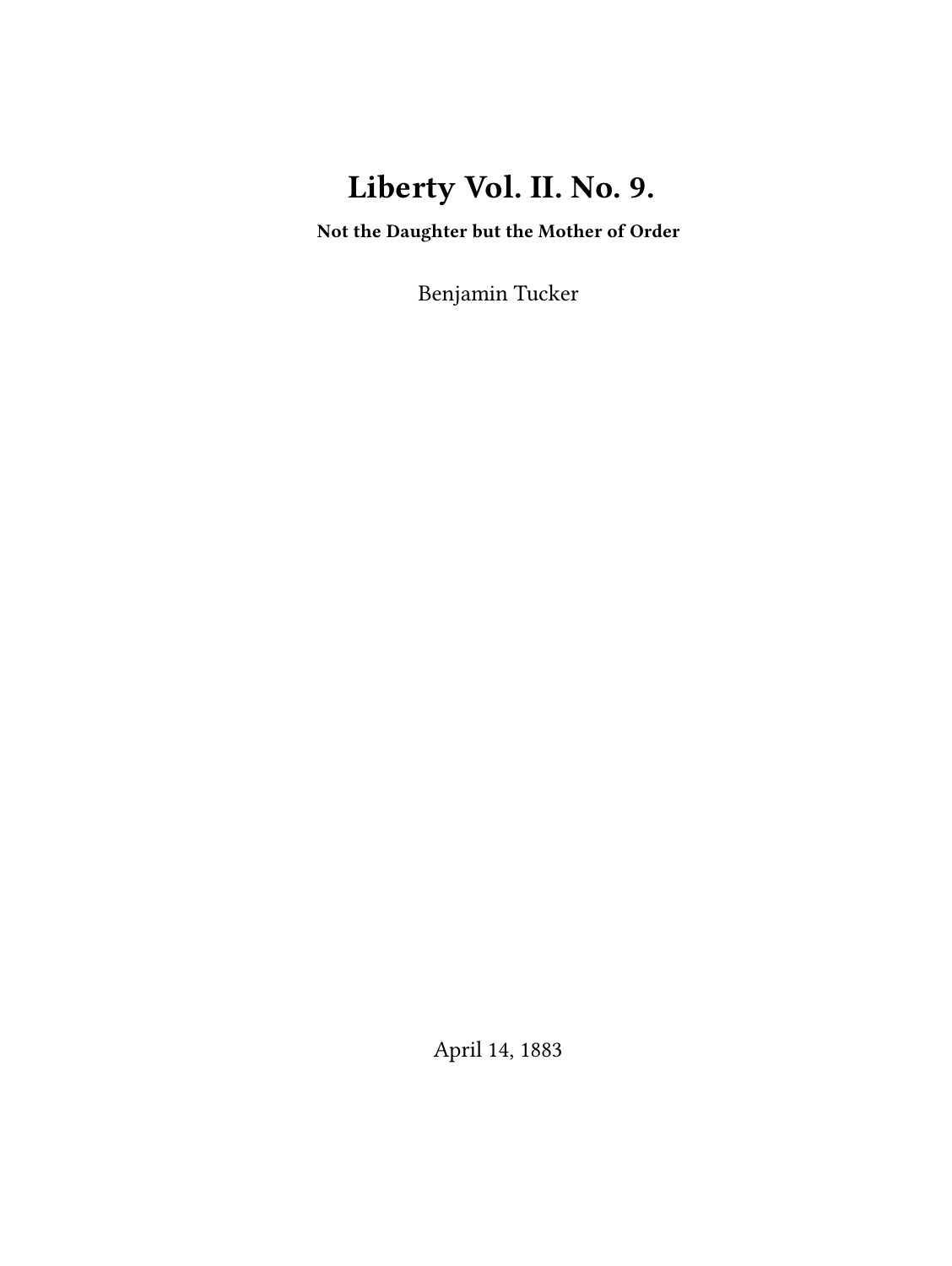# Liberty Vol. II. No. 9.

**Not the Daughter but the Mother of Order**

Benjamin Tucker

April 14, 1883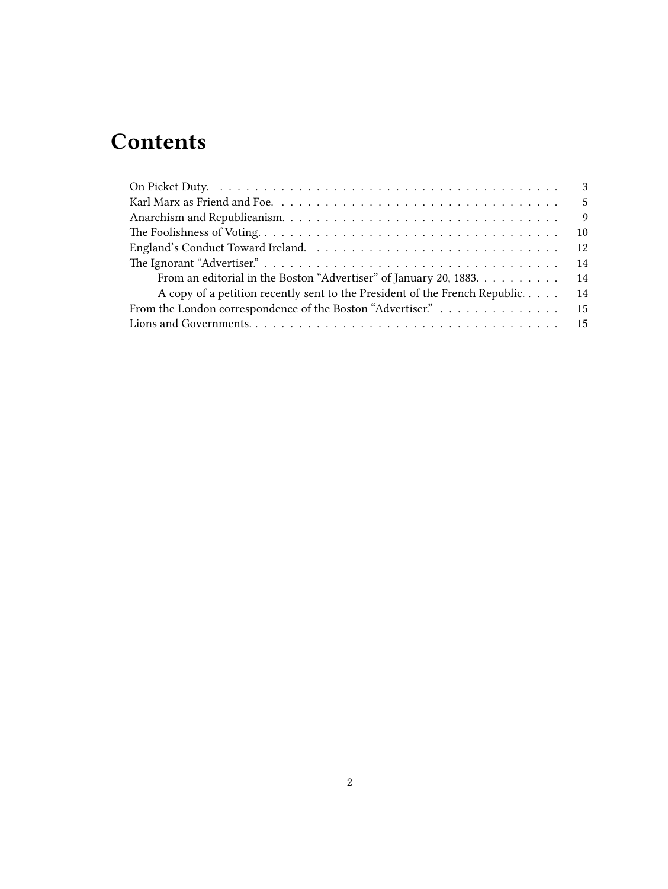# Contents

- On Picket Duty. 3
- Karl Marx as Friend and Foe. 5
- Anarchism and Republicanism. 9
- The Foolishness of Voting. 10
- England's Conduct Toward Ireland. 12
- The Ignorant "Advertiser." 14
  - From an editorial in the Boston "Advertiser" of January 20, 1883. 14
  - A copy of a petition recently sent to the President of the French Republic. 14
- From the London correspondence of the Boston "Advertiser." 15
- Lions and Governments. 15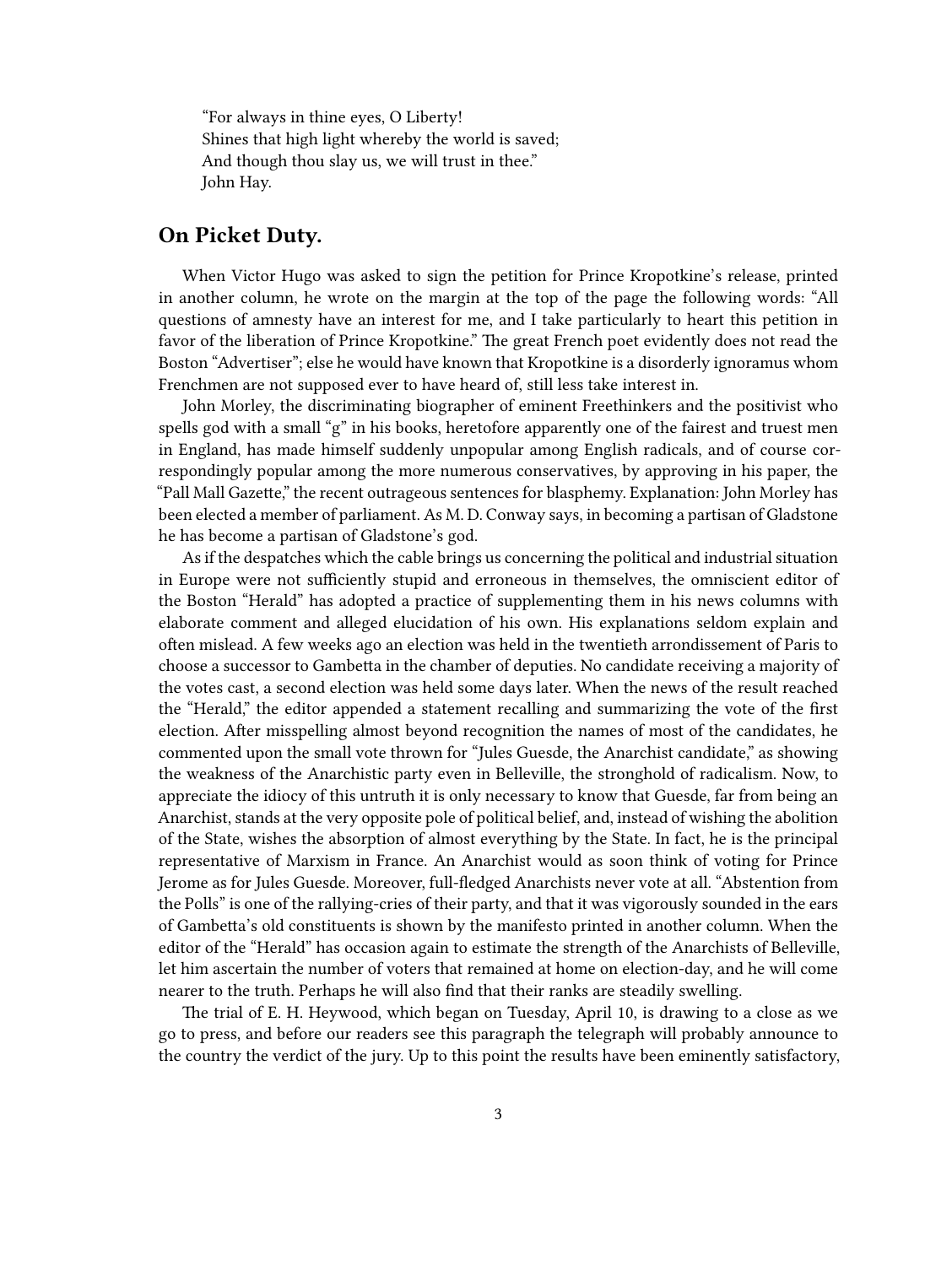"For always in thine eyes, O Liberty!
Shines that high light whereby the world is saved;
And though thou slay us, we will trust in thee."
John Hay.

## On Picket Duty.

When Victor Hugo was asked to sign the petition for Prince Kropotkine's release, printed in another column, he wrote on the margin at the top of the page the following words: "All questions of amnesty have an interest for me, and I take particularly to heart this petition in favor of the liberation of Prince Kropotkine." The great French poet evidently does not read the Boston "Advertiser"; else he would have known that Kropotkine is a disorderly ignoramus whom Frenchmen are not supposed ever to have heard of, still less take interest in.

John Morley, the discriminating biographer of eminent Freethinkers and the positivist who spells god with a small "g" in his books, heretofore apparently one of the fairest and truest men in England, has made himself suddenly unpopular among English radicals, and of course correspondingly popular among the more numerous conservatives, by approving in his paper, the "Pall Mall Gazette," the recent outrageous sentences for blasphemy. Explanation: John Morley has been elected a member of parliament. As M. D. Conway says, in becoming a partisan of Gladstone he has become a partisan of Gladstone's god.

As if the despatches which the cable brings us concerning the political and industrial situation in Europe were not sufficiently stupid and erroneous in themselves, the omniscient editor of the Boston "Herald" has adopted a practice of supplementing them in his news columns with elaborate comment and alleged elucidation of his own. His explanations seldom explain and often mislead. A few weeks ago an election was held in the twentieth arrondissement of Paris to choose a successor to Gambetta in the chamber of deputies. No candidate receiving a majority of the votes cast, a second election was held some days later. When the news of the result reached the "Herald," the editor appended a statement recalling and summarizing the vote of the first election. After misspelling almost beyond recognition the names of most of the candidates, he commented upon the small vote thrown for "Jules Guesde, the Anarchist candidate," as showing the weakness of the Anarchistic party even in Belleville, the stronghold of radicalism. Now, to appreciate the idiocy of this untruth it is only necessary to know that Guesde, far from being an Anarchist, stands at the very opposite pole of political belief, and, instead of wishing the abolition of the State, wishes the absorption of almost everything by the State. In fact, he is the principal representative of Marxism in France. An Anarchist would as soon think of voting for Prince Jerome as for Jules Guesde. Moreover, full-fledged Anarchists never vote at all. "Abstention from the Polls" is one of the rallying-cries of their party, and that it was vigorously sounded in the ears of Gambetta's old constituents is shown by the manifesto printed in another column. When the editor of the "Herald" has occasion again to estimate the strength of the Anarchists of Belleville, let him ascertain the number of voters that remained at home on election-day, and he will come nearer to the truth. Perhaps he will also find that their ranks are steadily swelling.

The trial of E. H. Heywood, which began on Tuesday, April 10, is drawing to a close as we go to press, and before our readers see this paragraph the telegraph will probably announce to the country the verdict of the jury. Up to this point the results have been eminently satisfactory,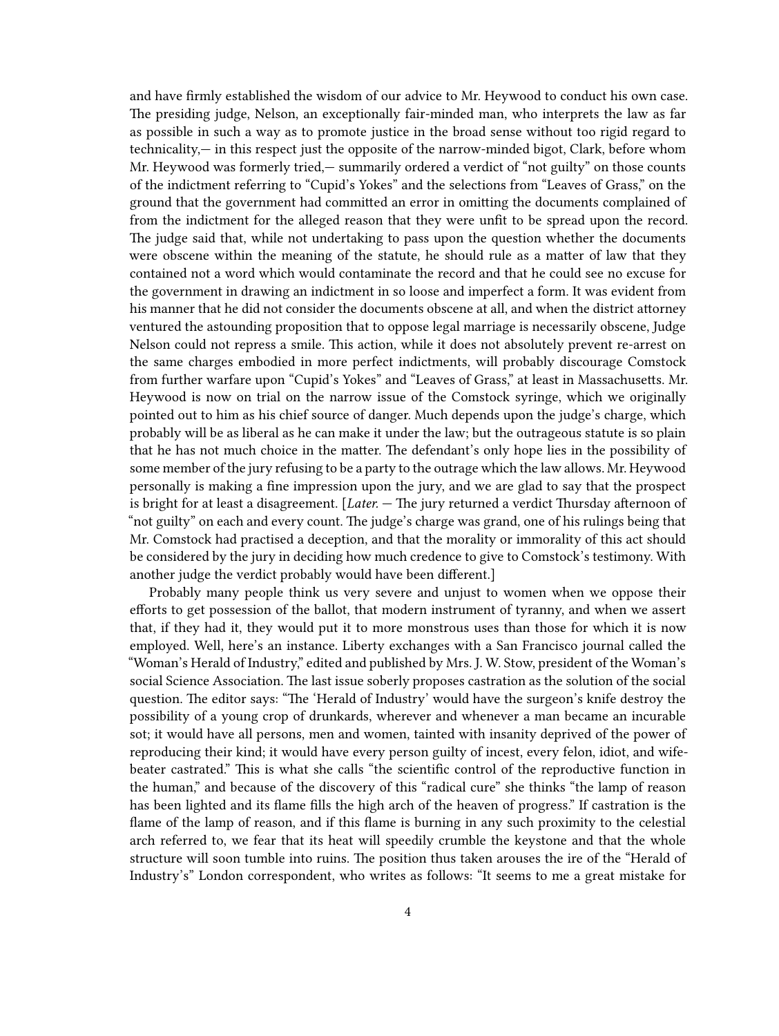and have firmly established the wisdom of our advice to Mr. Heywood to conduct his own case. The presiding judge, Nelson, an exceptionally fair-minded man, who interprets the law as far as possible in such a way as to promote justice in the broad sense without too rigid regard to technicality,— in this respect just the opposite of the narrow-minded bigot, Clark, before whom Mr. Heywood was formerly tried,— summarily ordered a verdict of "not guilty" on those counts of the indictment referring to "Cupid's Yokes" and the selections from "Leaves of Grass," on the ground that the government had committed an error in omitting the documents complained of from the indictment for the alleged reason that they were unfit to be spread upon the record. The judge said that, while not undertaking to pass upon the question whether the documents were obscene within the meaning of the statute, he should rule as a matter of law that they contained not a word which would contaminate the record and that he could see no excuse for the government in drawing an indictment in so loose and imperfect a form. It was evident from his manner that he did not consider the documents obscene at all, and when the district attorney ventured the astounding proposition that to oppose legal marriage is necessarily obscene, Judge Nelson could not repress a smile. This action, while it does not absolutely prevent re-arrest on the same charges embodied in more perfect indictments, will probably discourage Comstock from further warfare upon "Cupid's Yokes" and "Leaves of Grass," at least in Massachusetts. Mr. Heywood is now on trial on the narrow issue of the Comstock syringe, which we originally pointed out to him as his chief source of danger. Much depends upon the judge's charge, which probably will be as liberal as he can make it under the law; but the outrageous statute is so plain that he has not much choice in the matter. The defendant's only hope lies in the possibility of some member of the jury refusing to be a party to the outrage which the law allows. Mr. Heywood personally is making a fine impression upon the jury, and we are glad to say that the prospect is bright for at least a disagreement. [*Later.* — The jury returned a verdict Thursday afternoon of "not guilty" on each and every count. The judge's charge was grand, one of his rulings being that Mr. Comstock had practised a deception, and that the morality or immorality of this act should be considered by the jury in deciding how much credence to give to Comstock's testimony. With another judge the verdict probably would have been different.]

Probably many people think us very severe and unjust to women when we oppose their efforts to get possession of the ballot, that modern instrument of tyranny, and when we assert that, if they had it, they would put it to more monstrous uses than those for which it is now employed. Well, here's an instance. Liberty exchanges with a San Francisco journal called the "Woman's Herald of Industry," edited and published by Mrs. J. W. Stow, president of the Woman's social Science Association. The last issue soberly proposes castration as the solution of the social question. The editor says: "The 'Herald of Industry' would have the surgeon's knife destroy the possibility of a young crop of drunkards, wherever and whenever a man became an incurable sot; it would have all persons, men and women, tainted with insanity deprived of the power of reproducing their kind; it would have every person guilty of incest, every felon, idiot, and wife-beater castrated." This is what she calls "the scientific control of the reproductive function in the human," and because of the discovery of this "radical cure" she thinks "the lamp of reason has been lighted and its flame fills the high arch of the heaven of progress." If castration is the flame of the lamp of reason, and if this flame is burning in any such proximity to the celestial arch referred to, we fear that its heat will speedily crumble the keystone and that the whole structure will soon tumble into ruins. The position thus taken arouses the ire of the "Herald of Industry's" London correspondent, who writes as follows: "It seems to me a great mistake for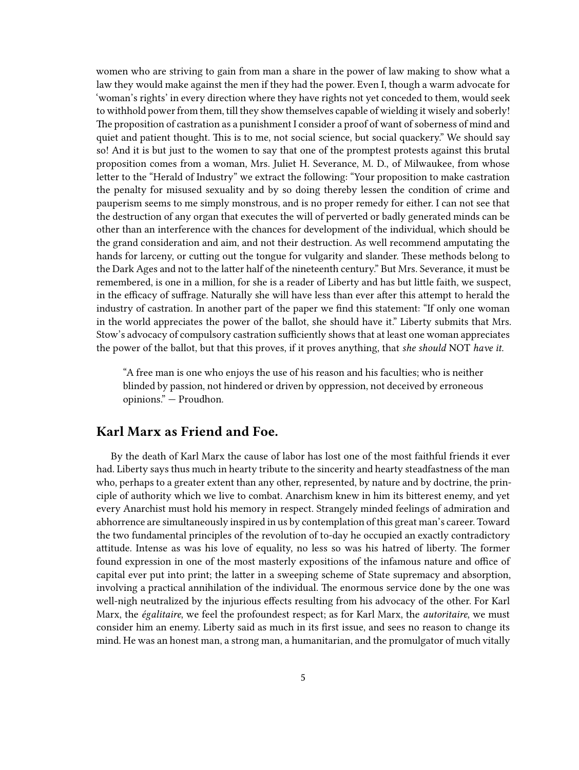women who are striving to gain from man a share in the power of law making to show what a law they would make against the men if they had the power. Even I, though a warm advocate for 'woman's rights' in every direction where they have rights not yet conceded to them, would seek to withhold power from them, till they show themselves capable of wielding it wisely and soberly! The proposition of castration as a punishment I consider a proof of want of soberness of mind and quiet and patient thought. This is to me, not social science, but social quackery." We should say so! And it is but just to the women to say that one of the promptest protests against this brutal proposition comes from a woman, Mrs. Juliet H. Severance, M. D., of Milwaukee, from whose letter to the "Herald of Industry" we extract the following: "Your proposition to make castration the penalty for misused sexuality and by so doing thereby lessen the condition of crime and pauperism seems to me simply monstrous, and is no proper remedy for either. I can not see that the destruction of any organ that executes the will of perverted or badly generated minds can be other than an interference with the chances for development of the individual, which should be the grand consideration and aim, and not their destruction. As well recommend amputating the hands for larceny, or cutting out the tongue for vulgarity and slander. These methods belong to the Dark Ages and not to the latter half of the nineteenth century." But Mrs. Severance, it must be remembered, is one in a million, for she is a reader of Liberty and has but little faith, we suspect, in the efficacy of suffrage. Naturally she will have less than ever after this attempt to herald the industry of castration. In another part of the paper we find this statement: "If only one woman in the world appreciates the power of the ballot, she should have it." Liberty submits that Mrs. Stow's advocacy of compulsory castration sufficiently shows that at least one woman appreciates the power of the ballot, but that this proves, if it proves anything, that *she should* NOT *have it.*

> "A free man is one who enjoys the use of his reason and his faculties; who is neither blinded by passion, not hindered or driven by oppression, not deceived by erroneous opinions." — Proudhon.

## Karl Marx as Friend and Foe.

By the death of Karl Marx the cause of labor has lost one of the most faithful friends it ever had. Liberty says thus much in hearty tribute to the sincerity and hearty steadfastness of the man who, perhaps to a greater extent than any other, represented, by nature and by doctrine, the principle of authority which we live to combat. Anarchism knew in him its bitterest enemy, and yet every Anarchist must hold his memory in respect. Strangely minded feelings of admiration and abhorrence are simultaneously inspired in us by contemplation of this great man's career. Toward the two fundamental principles of the revolution of to-day he occupied an exactly contradictory attitude. Intense as was his love of equality, no less so was his hatred of liberty. The former found expression in one of the most masterly expositions of the infamous nature and office of capital ever put into print; the latter in a sweeping scheme of State supremacy and absorption, involving a practical annihilation of the individual. The enormous service done by the one was well-nigh neutralized by the injurious effects resulting from his advocacy of the other. For Karl Marx, the *égalitaire*, we feel the profoundest respect; as for Karl Marx, the *autoritaire*, we must consider him an enemy. Liberty said as much in its first issue, and sees no reason to change its mind. He was an honest man, a strong man, a humanitarian, and the promulgator of much vitally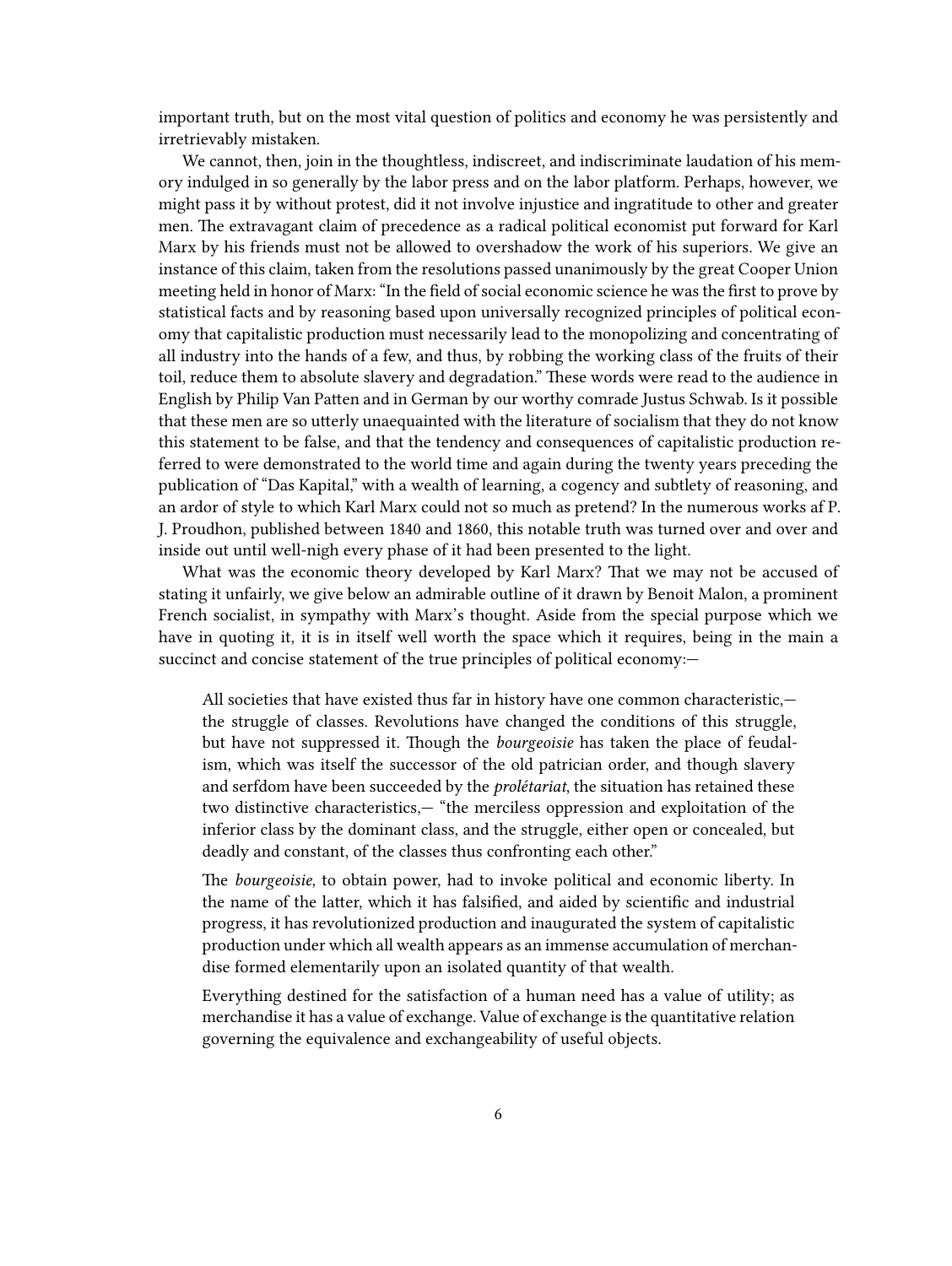important truth, but on the most vital question of politics and economy he was persistently and irretrievably mistaken.

We cannot, then, join in the thoughtless, indiscreet, and indiscriminate laudation of his memory indulged in so generally by the labor press and on the labor platform. Perhaps, however, we might pass it by without protest, did it not involve injustice and ingratitude to other and greater men. The extravagant claim of precedence as a radical political economist put forward for Karl Marx by his friends must not be allowed to overshadow the work of his superiors. We give an instance of this claim, taken from the resolutions passed unanimously by the great Cooper Union meeting held in honor of Marx: "In the field of social economic science he was the first to prove by statistical facts and by reasoning based upon universally recognized principles of political economy that capitalistic production must necessarily lead to the monopolizing and concentrating of all industry into the hands of a few, and thus, by robbing the working class of the fruits of their toil, reduce them to absolute slavery and degradation." These words were read to the audience in English by Philip Van Patten and in German by our worthy comrade Justus Schwab. Is it possible that these men are so utterly unaequainted with the literature of socialism that they do not know this statement to be false, and that the tendency and consequences of capitalistic production referred to were demonstrated to the world time and again during the twenty years preceding the publication of "Das Kapital," with a wealth of learning, a cogency and subtlety of reasoning, and an ardor of style to which Karl Marx could not so much as pretend? In the numerous works af P. J. Proudhon, published between 1840 and 1860, this notable truth was turned over and over and inside out until well-nigh every phase of it had been presented to the light.

What was the economic theory developed by Karl Marx? That we may not be accused of stating it unfairly, we give below an admirable outline of it drawn by Benoit Malon, a prominent French socialist, in sympathy with Marx's thought. Aside from the special purpose which we have in quoting it, it is in itself well worth the space which it requires, being in the main a succinct and concise statement of the true principles of political economy:—

> All societies that have existed thus far in history have one common characteristic,— the struggle of classes. Revolutions have changed the conditions of this struggle, but have not suppressed it. Though the *bourgeoisie* has taken the place of feudalism, which was itself the successor of the old patrician order, and though slavery and serfdom have been succeeded by the *prolétariat*, the situation has retained these two distinctive characteristics,— "the merciless oppression and exploitation of the inferior class by the dominant class, and the struggle, either open or concealed, but deadly and constant, of the classes thus confronting each other."
>
> The *bourgeoisie*, to obtain power, had to invoke political and economic liberty. In the name of the latter, which it has falsified, and aided by scientific and industrial progress, it has revolutionized production and inaugurated the system of capitalistic production under which all wealth appears as an immense accumulation of merchandise formed elementarily upon an isolated quantity of that wealth.
>
> Everything destined for the satisfaction of a human need has a value of utility; as merchandise it has a value of exchange. Value of exchange is the quantitative relation governing the equivalence and exchangeability of useful objects.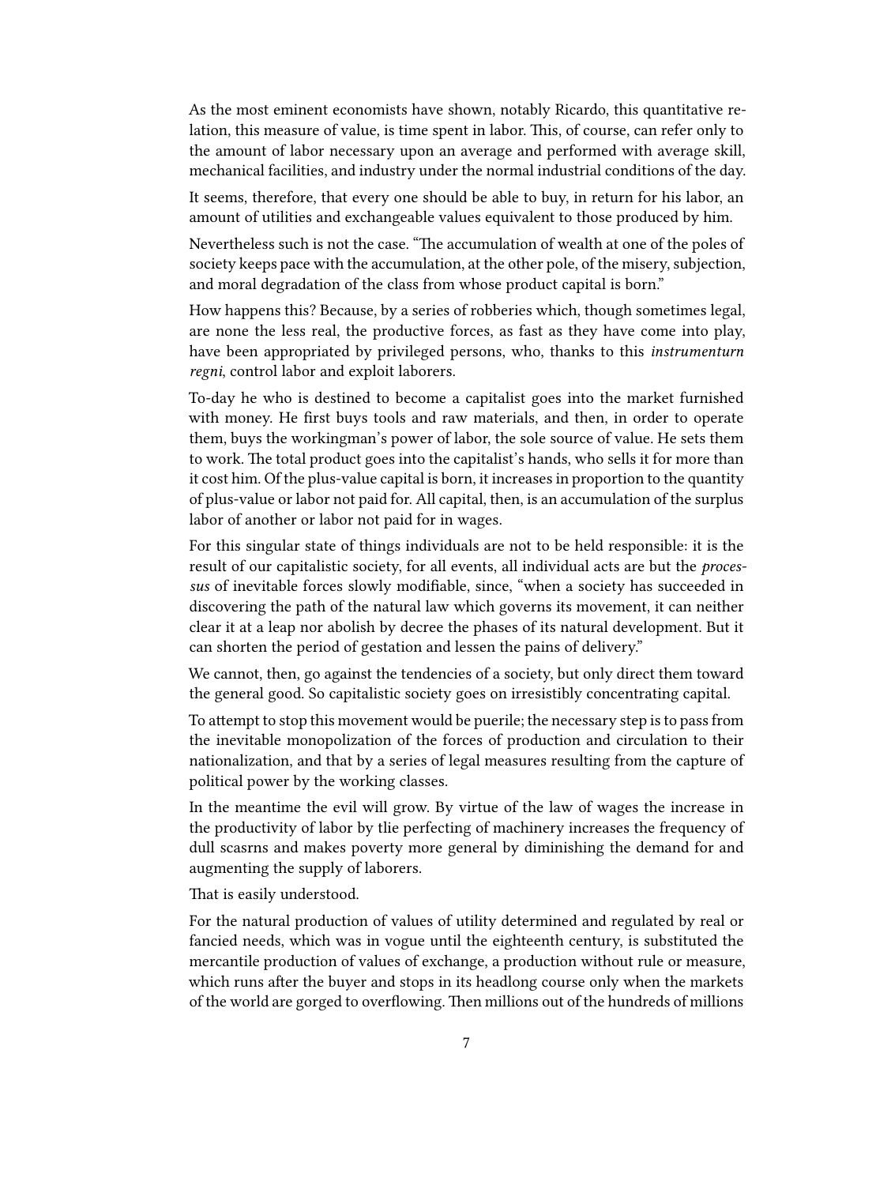As the most eminent economists have shown, notably Ricardo, this quantitative relation, this measure of value, is time spent in labor. This, of course, can refer only to the amount of labor necessary upon an average and performed with average skill, mechanical facilities, and industry under the normal industrial conditions of the day.

It seems, therefore, that every one should be able to buy, in return for his labor, an amount of utilities and exchangeable values equivalent to those produced by him.

Nevertheless such is not the case. "The accumulation of wealth at one of the poles of society keeps pace with the accumulation, at the other pole, of the misery, subjection, and moral degradation of the class from whose product capital is born."

How happens this? Because, by a series of robberies which, though sometimes legal, are none the less real, the productive forces, as fast as they have come into play, have been appropriated by privileged persons, who, thanks to this *instrumenturn regni*, control labor and exploit laborers.

To-day he who is destined to become a capitalist goes into the market furnished with money. He first buys tools and raw materials, and then, in order to operate them, buys the workingman's power of labor, the sole source of value. He sets them to work. The total product goes into the capitalist's hands, who sells it for more than it cost him. Of the plus-value capital is born, it increases in proportion to the quantity of plus-value or labor not paid for. All capital, then, is an accumulation of the surplus labor of another or labor not paid for in wages.

For this singular state of things individuals are not to be held responsible: it is the result of our capitalistic society, for all events, all individual acts are but the *processus* of inevitable forces slowly modifiable, since, "when a society has succeeded in discovering the path of the natural law which governs its movement, it can neither clear it at a leap nor abolish by decree the phases of its natural development. But it can shorten the period of gestation and lessen the pains of delivery."

We cannot, then, go against the tendencies of a society, but only direct them toward the general good. So capitalistic society goes on irresistibly concentrating capital.

To attempt to stop this movement would be puerile; the necessary step is to pass from the inevitable monopolization of the forces of production and circulation to their nationalization, and that by a series of legal measures resulting from the capture of political power by the working classes.

In the meantime the evil will grow. By virtue of the law of wages the increase in the productivity of labor by tlie perfecting of machinery increases the frequency of dull scasrns and makes poverty more general by diminishing the demand for and augmenting the supply of laborers.

That is easily understood.

For the natural production of values of utility determined and regulated by real or fancied needs, which was in vogue until the eighteenth century, is substituted the mercantile production of values of exchange, a production without rule or measure, which runs after the buyer and stops in its headlong course only when the markets of the world are gorged to overflowing. Then millions out of the hundreds of millions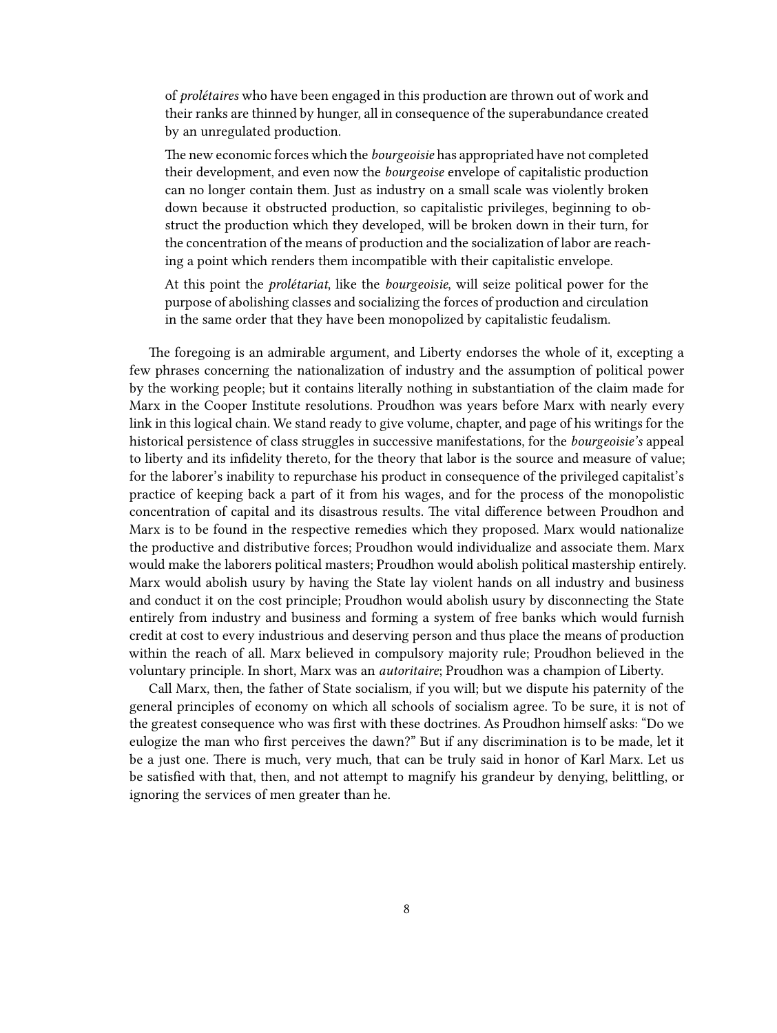> of *prolétaires* who have been engaged in this production are thrown out of work and their ranks are thinned by hunger, all in consequence of the superabundance created by an unregulated production.
>
> The new economic forces which the *bourgeoisie* has appropriated have not completed their development, and even now the *bourgeoise* envelope of capitalistic production can no longer contain them. Just as industry on a small scale was violently broken down because it obstructed production, so capitalistic privileges, beginning to obstruct the production which they developed, will be broken down in their turn, for the concentration of the means of production and the socialization of labor are reaching a point which renders them incompatible with their capitalistic envelope.
>
> At this point the *prolétariat*, like the *bourgeoisie*, will seize political power for the purpose of abolishing classes and socializing the forces of production and circulation in the same order that they have been monopolized by capitalistic feudalism.

The foregoing is an admirable argument, and Liberty endorses the whole of it, excepting a few phrases concerning the nationalization of industry and the assumption of political power by the working people; but it contains literally nothing in substantiation of the claim made for Marx in the Cooper Institute resolutions. Proudhon was years before Marx with nearly every link in this logical chain. We stand ready to give volume, chapter, and page of his writings for the historical persistence of class struggles in successive manifestations, for the *bourgeoisie's* appeal to liberty and its infidelity thereto, for the theory that labor is the source and measure of value; for the laborer's inability to repurchase his product in consequence of the privileged capitalist's practice of keeping back a part of it from his wages, and for the process of the monopolistic concentration of capital and its disastrous results. The vital difference between Proudhon and Marx is to be found in the respective remedies which they proposed. Marx would nationalize the productive and distributive forces; Proudhon would individualize and associate them. Marx would make the laborers political masters; Proudhon would abolish political mastership entirely. Marx would abolish usury by having the State lay violent hands on all industry and business and conduct it on the cost principle; Proudhon would abolish usury by disconnecting the State entirely from industry and business and forming a system of free banks which would furnish credit at cost to every industrious and deserving person and thus place the means of production within the reach of all. Marx believed in compulsory majority rule; Proudhon believed in the voluntary principle. In short, Marx was an *autoritaire*; Proudhon was a champion of Liberty.

Call Marx, then, the father of State socialism, if you will; but we dispute his paternity of the general principles of economy on which all schools of socialism agree. To be sure, it is not of the greatest consequence who was first with these doctrines. As Proudhon himself asks: "Do we eulogize the man who first perceives the dawn?" But if any discrimination is to be made, let it be a just one. There is much, very much, that can be truly said in honor of Karl Marx. Let us be satisfied with that, then, and not attempt to magnify his grandeur by denying, belittling, or ignoring the services of men greater than he.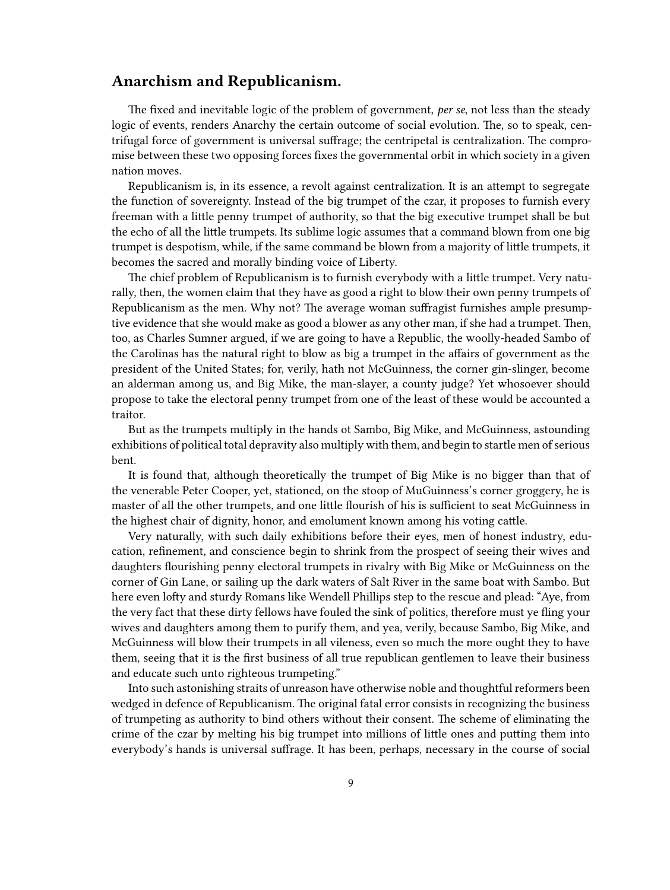## Anarchism and Republicanism.

The fixed and inevitable logic of the problem of government, *per se*, not less than the steady logic of events, renders Anarchy the certain outcome of social evolution. The, so to speak, centrifugal force of government is universal suffrage; the centripetal is centralization. The compromise between these two opposing forces fixes the governmental orbit in which society in a given nation moves.

Republicanism is, in its essence, a revolt against centralization. It is an attempt to segregate the function of sovereignty. Instead of the big trumpet of the czar, it proposes to furnish every freeman with a little penny trumpet of authority, so that the big executive trumpet shall be but the echo of all the little trumpets. Its sublime logic assumes that a command blown from one big trumpet is despotism, while, if the same command be blown from a majority of little trumpets, it becomes the sacred and morally binding voice of Liberty.

The chief problem of Republicanism is to furnish everybody with a little trumpet. Very naturally, then, the women claim that they have as good a right to blow their own penny trumpets of Republicanism as the men. Why not? The average woman suffragist furnishes ample presumptive evidence that she would make as good a blower as any other man, if she had a trumpet. Then, too, as Charles Sumner argued, if we are going to have a Republic, the woolly-headed Sambo of the Carolinas has the natural right to blow as big a trumpet in the affairs of government as the president of the United States; for, verily, hath not McGuinness, the corner gin-slinger, become an alderman among us, and Big Mike, the man-slayer, a county judge? Yet whosoever should propose to take the electoral penny trumpet from one of the least of these would be accounted a traitor.

But as the trumpets multiply in the hands ot Sambo, Big Mike, and McGuinness, astounding exhibitions of political total depravity also multiply with them, and begin to startle men of serious bent.

It is found that, although theoretically the trumpet of Big Mike is no bigger than that of the venerable Peter Cooper, yet, stationed, on the stoop of MuGuinness's corner groggery, he is master of all the other trumpets, and one little flourish of his is sufficient to seat McGuinness in the highest chair of dignity, honor, and emolument known among his voting cattle.

Very naturally, with such daily exhibitions before their eyes, men of honest industry, education, refinement, and conscience begin to shrink from the prospect of seeing their wives and daughters flourishing penny electoral trumpets in rivalry with Big Mike or McGuinness on the corner of Gin Lane, or sailing up the dark waters of Salt River in the same boat with Sambo. But here even lofty and sturdy Romans like Wendell Phillips step to the rescue and plead: "Aye, from the very fact that these dirty fellows have fouled the sink of politics, therefore must ye fling your wives and daughters among them to purify them, and yea, verily, because Sambo, Big Mike, and McGuinness will blow their trumpets in all vileness, even so much the more ought they to have them, seeing that it is the first business of all true republican gentlemen to leave their business and educate such unto righteous trumpeting."

Into such astonishing straits of unreason have otherwise noble and thoughtful reformers been wedged in defence of Republicanism. The original fatal error consists in recognizing the business of trumpeting as authority to bind others without their consent. The scheme of eliminating the crime of the czar by melting his big trumpet into millions of little ones and putting them into everybody's hands is universal suffrage. It has been, perhaps, necessary in the course of social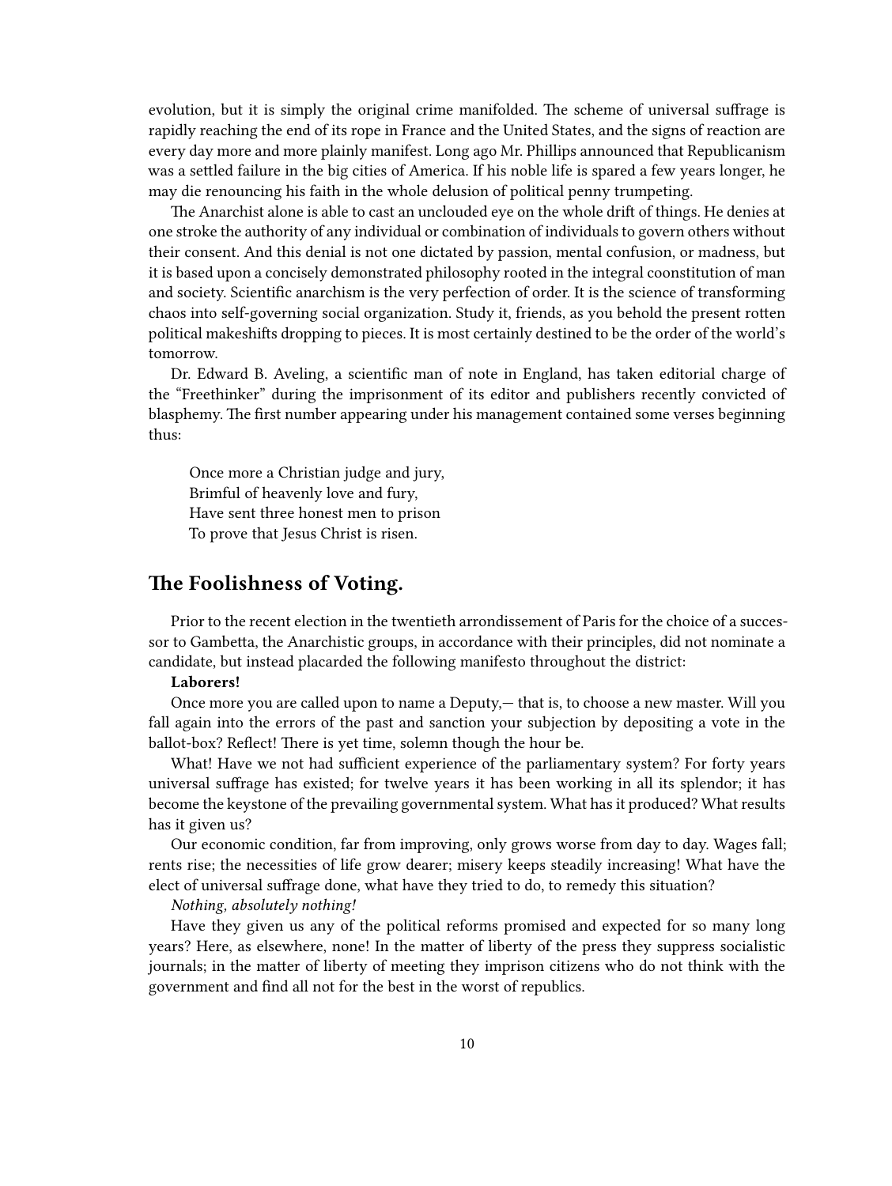evolution, but it is simply the original crime manifolded. The scheme of universal suffrage is rapidly reaching the end of its rope in France and the United States, and the signs of reaction are every day more and more plainly manifest. Long ago Mr. Phillips announced that Republicanism was a settled failure in the big cities of America. If his noble life is spared a few years longer, he may die renouncing his faith in the whole delusion of political penny trumpeting.

The Anarchist alone is able to cast an unclouded eye on the whole drift of things. He denies at one stroke the authority of any individual or combination of individuals to govern others without their consent. And this denial is not one dictated by passion, mental confusion, or madness, but it is based upon a concisely demonstrated philosophy rooted in the integral coonstitution of man and society. Scientific anarchism is the very perfection of order. It is the science of transforming chaos into self-governing social organization. Study it, friends, as you behold the present rotten political makeshifts dropping to pieces. It is most certainly destined to be the order of the world's tomorrow.

Dr. Edward B. Aveling, a scientific man of note in England, has taken editorial charge of the "Freethinker" during the imprisonment of its editor and publishers recently convicted of blasphemy. The first number appearing under his management contained some verses beginning thus:

> Once more a Christian judge and jury,
> Brimful of heavenly love and fury,
> Have sent three honest men to prison
> To prove that Jesus Christ is risen.

## The Foolishness of Voting.

Prior to the recent election in the twentieth arrondissement of Paris for the choice of a successor to Gambetta, the Anarchistic groups, in accordance with their principles, did not nominate a candidate, but instead placarded the following manifesto throughout the district:

**Laborers!**

Once more you are called upon to name a Deputy,— that is, to choose a new master. Will you fall again into the errors of the past and sanction your subjection by depositing a vote in the ballot-box? Reflect! There is yet time, solemn though the hour be.

What! Have we not had sufficient experience of the parliamentary system? For forty years universal suffrage has existed; for twelve years it has been working in all its splendor; it has become the keystone of the prevailing governmental system. What has it produced? What results has it given us?

Our economic condition, far from improving, only grows worse from day to day. Wages fall; rents rise; the necessities of life grow dearer; misery keeps steadily increasing! What have the elect of universal suffrage done, what have they tried to do, to remedy this situation?

*Nothing, absolutely nothing!*

Have they given us any of the political reforms promised and expected for so many long years? Here, as elsewhere, none! In the matter of liberty of the press they suppress socialistic journals; in the matter of liberty of meeting they imprison citizens who do not think with the government and find all not for the best in the worst of republics.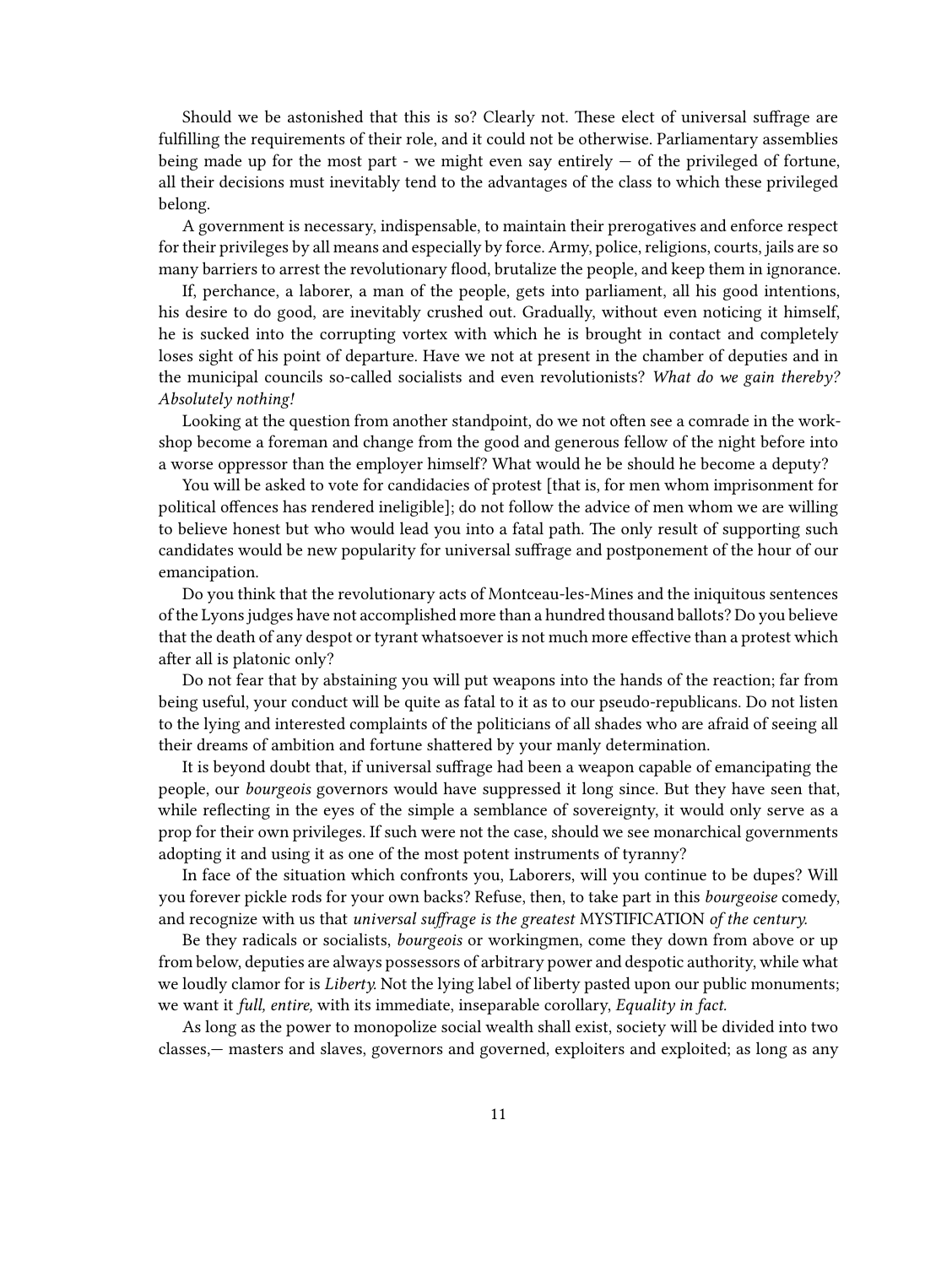Should we be astonished that this is so? Clearly not. These elect of universal suffrage are fulfilling the requirements of their role, and it could not be otherwise. Parliamentary assemblies being made up for the most part - we might even say entirely — of the privileged of fortune, all their decisions must inevitably tend to the advantages of the class to which these privileged belong.

A government is necessary, indispensable, to maintain their prerogatives and enforce respect for their privileges by all means and especially by force. Army, police, religions, courts, jails are so many barriers to arrest the revolutionary flood, brutalize the people, and keep them in ignorance.

If, perchance, a laborer, a man of the people, gets into parliament, all his good intentions, his desire to do good, are inevitably crushed out. Gradually, without even noticing it himself, he is sucked into the corrupting vortex with which he is brought in contact and completely loses sight of his point of departure. Have we not at present in the chamber of deputies and in the municipal councils so-called socialists and even revolutionists? *What do we gain thereby? Absolutely nothing!*

Looking at the question from another standpoint, do we not often see a comrade in the workshop become a foreman and change from the good and generous fellow of the night before into a worse oppressor than the employer himself? What would he be should he become a deputy?

You will be asked to vote for candidacies of protest [that is, for men whom imprisonment for political offences has rendered ineligible]; do not follow the advice of men whom we are willing to believe honest but who would lead you into a fatal path. The only result of supporting such candidates would be new popularity for universal suffrage and postponement of the hour of our emancipation.

Do you think that the revolutionary acts of Montceau-les-Mines and the iniquitous sentences of the Lyons judges have not accomplished more than a hundred thousand ballots? Do you believe that the death of any despot or tyrant whatsoever is not much more effective than a protest which after all is platonic only?

Do not fear that by abstaining you will put weapons into the hands of the reaction; far from being useful, your conduct will be quite as fatal to it as to our pseudo-republicans. Do not listen to the lying and interested complaints of the politicians of all shades who are afraid of seeing all their dreams of ambition and fortune shattered by your manly determination.

It is beyond doubt that, if universal suffrage had been a weapon capable of emancipating the people, our *bourgeois* governors would have suppressed it long since. But they have seen that, while reflecting in the eyes of the simple a semblance of sovereignty, it would only serve as a prop for their own privileges. If such were not the case, should we see monarchical governments adopting it and using it as one of the most potent instruments of tyranny?

In face of the situation which confronts you, Laborers, will you continue to be dupes? Will you forever pickle rods for your own backs? Refuse, then, to take part in this *bourgeoise* comedy, and recognize with us that *universal suffrage is the greatest* MYSTIFICATION *of the century.*

Be they radicals or socialists, *bourgeois* or workingmen, come they down from above or up from below, deputies are always possessors of arbitrary power and despotic authority, while what we loudly clamor for is *Liberty.* Not the lying label of liberty pasted upon our public monuments; we want it *full, entire,* with its immediate, inseparable corollary, *Equality in fact.*

As long as the power to monopolize social wealth shall exist, society will be divided into two classes,— masters and slaves, governors and governed, exploiters and exploited; as long as any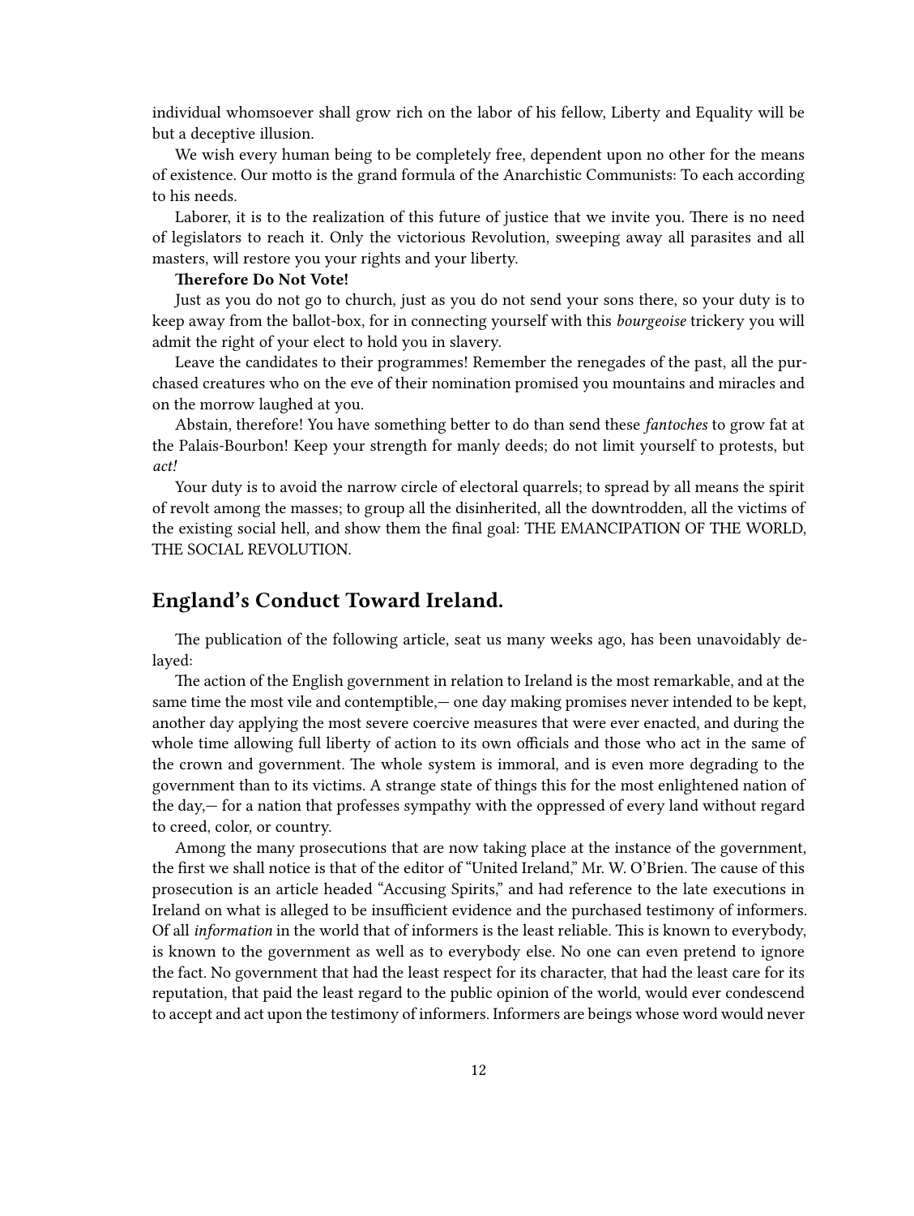individual whomsoever shall grow rich on the labor of his fellow, Liberty and Equality will be but a deceptive illusion.

We wish every human being to be completely free, dependent upon no other for the means of existence. Our motto is the grand formula of the Anarchistic Communists: To each according to his needs.

Laborer, it is to the realization of this future of justice that we invite you. There is no need of legislators to reach it. Only the victorious Revolution, sweeping away all parasites and all masters, will restore you your rights and your liberty.

**Therefore Do Not Vote!**

Just as you do not go to church, just as you do not send your sons there, so your duty is to keep away from the ballot-box, for in connecting yourself with this *bourgeoise* trickery you will admit the right of your elect to hold you in slavery.

Leave the candidates to their programmes! Remember the renegades of the past, all the purchased creatures who on the eve of their nomination promised you mountains and miracles and on the morrow laughed at you.

Abstain, therefore! You have something better to do than send these *fantoches* to grow fat at the Palais-Bourbon! Keep your strength for manly deeds; do not limit yourself to protests, but *act!*

Your duty is to avoid the narrow circle of electoral quarrels; to spread by all means the spirit of revolt among the masses; to group all the disinherited, all the downtrodden, all the victims of the existing social hell, and show them the final goal: THE EMANCIPATION OF THE WORLD, THE SOCIAL REVOLUTION.

## England's Conduct Toward Ireland.

The publication of the following article, seat us many weeks ago, has been unavoidably delayed:

The action of the English government in relation to Ireland is the most remarkable, and at the same time the most vile and contemptible,— one day making promises never intended to be kept, another day applying the most severe coercive measures that were ever enacted, and during the whole time allowing full liberty of action to its own officials and those who act in the same of the crown and government. The whole system is immoral, and is even more degrading to the government than to its victims. A strange state of things this for the most enlightened nation of the day,— for a nation that professes sympathy with the oppressed of every land without regard to creed, color, or country.

Among the many prosecutions that are now taking place at the instance of the government, the first we shall notice is that of the editor of "United Ireland," Mr. W. O'Brien. The cause of this prosecution is an article headed "Accusing Spirits," and had reference to the late executions in Ireland on what is alleged to be insufficient evidence and the purchased testimony of informers. Of all *information* in the world that of informers is the least reliable. This is known to everybody, is known to the government as well as to everybody else. No one can even pretend to ignore the fact. No government that had the least respect for its character, that had the least care for its reputation, that paid the least regard to the public opinion of the world, would ever condescend to accept and act upon the testimony of informers. Informers are beings whose word would never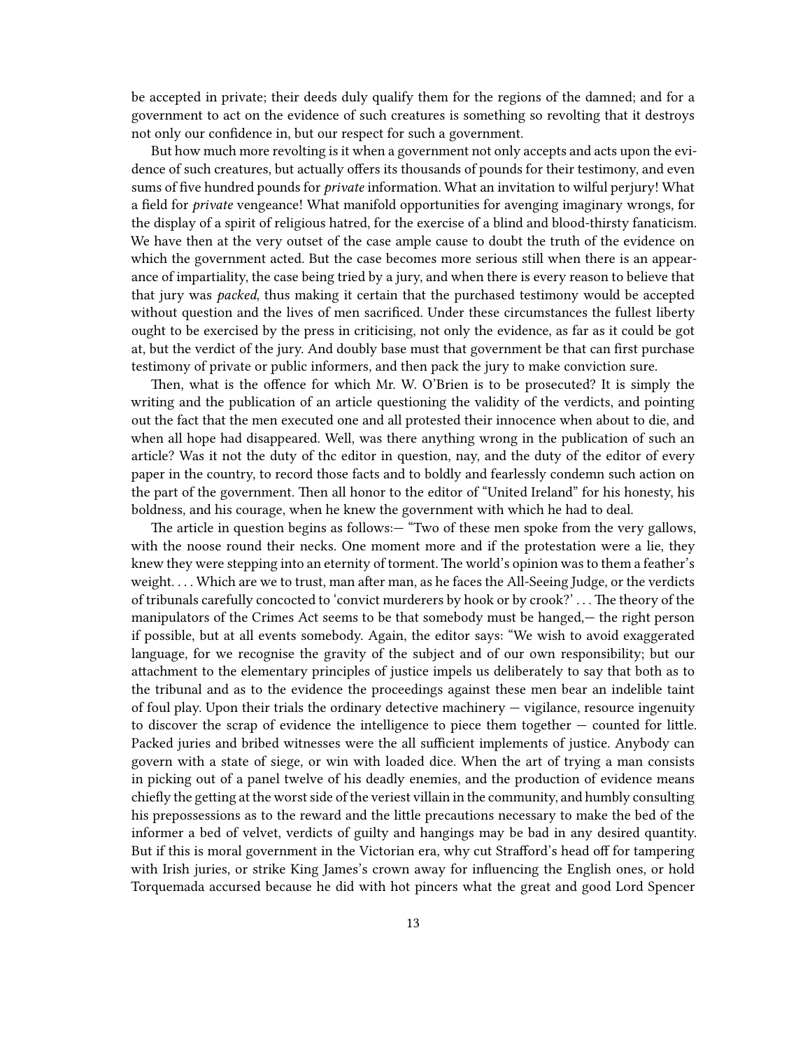be accepted in private; their deeds duly qualify them for the regions of the damned; and for a government to act on the evidence of such creatures is something so revolting that it destroys not only our confidence in, but our respect for such a government.

But how much more revolting is it when a government not only accepts and acts upon the evidence of such creatures, but actually offers its thousands of pounds for their testimony, and even sums of five hundred pounds for *private* information. What an invitation to wilful perjury! What a field for *private* vengeance! What manifold opportunities for avenging imaginary wrongs, for the display of a spirit of religious hatred, for the exercise of a blind and blood-thirsty fanaticism. We have then at the very outset of the case ample cause to doubt the truth of the evidence on which the government acted. But the case becomes more serious still when there is an appearance of impartiality, the case being tried by a jury, and when there is every reason to believe that that jury was *packed*, thus making it certain that the purchased testimony would be accepted without question and the lives of men sacrificed. Under these circumstances the fullest liberty ought to be exercised by the press in criticising, not only the evidence, as far as it could be got at, but the verdict of the jury. And doubly base must that government be that can first purchase testimony of private or public informers, and then pack the jury to make conviction sure.

Then, what is the offence for which Mr. W. O'Brien is to be prosecuted? It is simply the writing and the publication of an article questioning the validity of the verdicts, and pointing out the fact that the men executed one and all protested their innocence when about to die, and when all hope had disappeared. Well, was there anything wrong in the publication of such an article? Was it not the duty of thc editor in question, nay, and the duty of the editor of every paper in the country, to record those facts and to boldly and fearlessly condemn such action on the part of the government. Then all honor to the editor of "United Ireland" for his honesty, his boldness, and his courage, when he knew the government with which he had to deal.

The article in question begins as follows:— "Two of these men spoke from the very gallows, with the noose round their necks. One moment more and if the protestation were a lie, they knew they were stepping into an eternity of torment. The world's opinion was to them a feather's weight. . . . Which are we to trust, man after man, as he faces the All-Seeing Judge, or the verdicts of tribunals carefully concocted to 'convict murderers by hook or by crook?' . . . The theory of the manipulators of the Crimes Act seems to be that somebody must be hanged,— the right person if possible, but at all events somebody. Again, the editor says: "We wish to avoid exaggerated language, for we recognise the gravity of the subject and of our own responsibility; but our attachment to the elementary principles of justice impels us deliberately to say that both as to the tribunal and as to the evidence the proceedings against these men bear an indelible taint of foul play. Upon their trials the ordinary detective machinery — vigilance, resource ingenuity to discover the scrap of evidence the intelligence to piece them together — counted for little. Packed juries and bribed witnesses were the all sufficient implements of justice. Anybody can govern with a state of siege, or win with loaded dice. When the art of trying a man consists in picking out of a panel twelve of his deadly enemies, and the production of evidence means chiefly the getting at the worst side of the veriest villain in the community, and humbly consulting his prepossessions as to the reward and the little precautions necessary to make the bed of the informer a bed of velvet, verdicts of guilty and hangings may be bad in any desired quantity. But if this is moral government in the Victorian era, why cut Strafford's head off for tampering with Irish juries, or strike King James's crown away for influencing the English ones, or hold Torquemada accursed because he did with hot pincers what the great and good Lord Spencer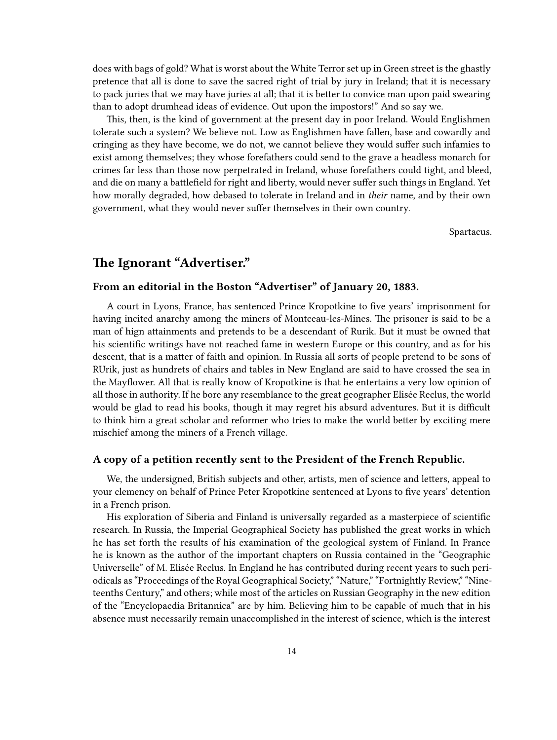does with bags of gold? What is worst about the White Terror set up in Green street is the ghastly pretence that all is done to save the sacred right of trial by jury in Ireland; that it is necessary to pack juries that we may have juries at all; that it is better to convice man upon paid swearing than to adopt drumhead ideas of evidence. Out upon the impostors!" And so say we.

This, then, is the kind of government at the present day in poor Ireland. Would Englishmen tolerate such a system? We believe not. Low as Englishmen have fallen, base and cowardly and cringing as they have become, we do not, we cannot believe they would suffer such infamies to exist among themselves; they whose forefathers could send to the grave a headless monarch for crimes far less than those now perpetrated in Ireland, whose forefathers could tight, and bleed, and die on many a battlefield for right and liberty, would never suffer such things in England. Yet how morally degraded, how debased to tolerate in Ireland and in *their* name, and by their own government, what they would never suffer themselves in their own country.

Spartacus.

## The Ignorant "Advertiser."

### From an editorial in the Boston "Advertiser" of January 20, 1883.

A court in Lyons, France, has sentenced Prince Kropotkine to five years' imprisonment for having incited anarchy among the miners of Montceau-les-Mines. The prisoner is said to be a man of hign attainments and pretends to be a descendant of Rurik. But it must be owned that his scientific writings have not reached fame in western Europe or this country, and as for his descent, that is a matter of faith and opinion. In Russia all sorts of people pretend to be sons of RUrik, just as hundrets of chairs and tables in New England are said to have crossed the sea in the Mayflower. All that is really know of Kropotkine is that he entertains a very low opinion of all those in authority. If he bore any resemblance to the great geographer Elisée Reclus, the world would be glad to read his books, though it may regret his absurd adventures. But it is difficult to think him a great scholar and reformer who tries to make the world better by exciting mere mischief among the miners of a French village.

### A copy of a petition recently sent to the President of the French Republic.

We, the undersigned, British subjects and other, artists, men of science and letters, appeal to your clemency on behalf of Prince Peter Kropotkine sentenced at Lyons to five years' detention in a French prison.

His exploration of Siberia and Finland is universally regarded as a masterpiece of scientific research. In Russia, the Imperial Geographical Society has published the great works in which he has set forth the results of his examination of the geological system of Finland. In France he is known as the author of the important chapters on Russia contained in the "Geographic Universelle" of M. Elisée Reclus. In England he has contributed during recent years to such periodicals as "Proceedings of the Royal Geographical Society," "Nature," "Fortnightly Review," "Nineteenths Century," and others; while most of the articles on Russian Geography in the new edition of the "Encyclopaedia Britannica" are by him. Believing him to be capable of much that in his absence must necessarily remain unaccomplished in the interest of science, which is the interest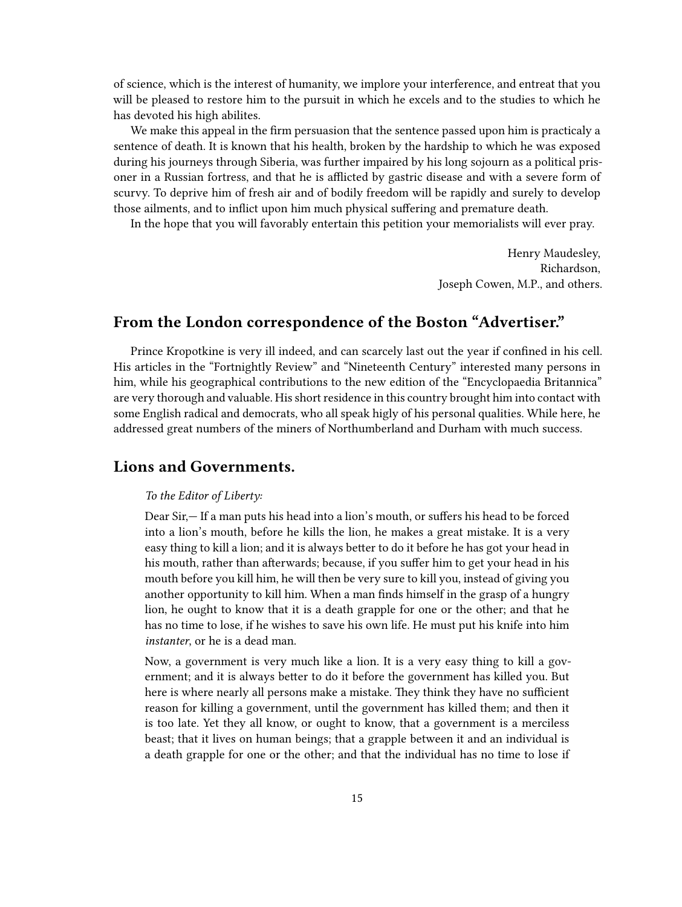of science, which is the interest of humanity, we implore your interference, and entreat that you will be pleased to restore him to the pursuit in which he excels and to the studies to which he has devoted his high abilites.

We make this appeal in the firm persuasion that the sentence passed upon him is practicaly a sentence of death. It is known that his health, broken by the hardship to which he was exposed during his journeys through Siberia, was further impaired by his long sojourn as a political prisoner in a Russian fortress, and that he is afflicted by gastric disease and with a severe form of scurvy. To deprive him of fresh air and of bodily freedom will be rapidly and surely to develop those ailments, and to inflict upon him much physical suffering and premature death.

In the hope that you will favorably entertain this petition your memorialists will ever pray.

Henry Maudesley,
Richardson,
Joseph Cowen, M.P., and others.

## From the London correspondence of the Boston "Advertiser."

Prince Kropotkine is very ill indeed, and can scarcely last out the year if confined in his cell. His articles in the "Fortnightly Review" and "Nineteenth Century" interested many persons in him, while his geographical contributions to the new edition of the "Encyclopaedia Britannica" are very thorough and valuable. His short residence in this country brought him into contact with some English radical and democrats, who all speak higly of his personal qualities. While here, he addressed great numbers of the miners of Northumberland and Durham with much success.

## Lions and Governments.

> *To the Editor of Liberty:*
>
> Dear Sir,— If a man puts his head into a lion's mouth, or suffers his head to be forced into a lion's mouth, before he kills the lion, he makes a great mistake. It is a very easy thing to kill a lion; and it is always better to do it before he has got your head in his mouth, rather than afterwards; because, if you suffer him to get your head in his mouth before you kill him, he will then be very sure to kill you, instead of giving you another opportunity to kill him. When a man finds himself in the grasp of a hungry lion, he ought to know that it is a death grapple for one or the other; and that he has no time to lose, if he wishes to save his own life. He must put his knife into him *instanter*, or he is a dead man.
>
> Now, a government is very much like a lion. It is a very easy thing to kill a government; and it is always better to do it before the government has killed you. But here is where nearly all persons make a mistake. They think they have no sufficient reason for killing a government, until the government has killed them; and then it is too late. Yet they all know, or ought to know, that a government is a merciless beast; that it lives on human beings; that a grapple between it and an individual is a death grapple for one or the other; and that the individual has no time to lose if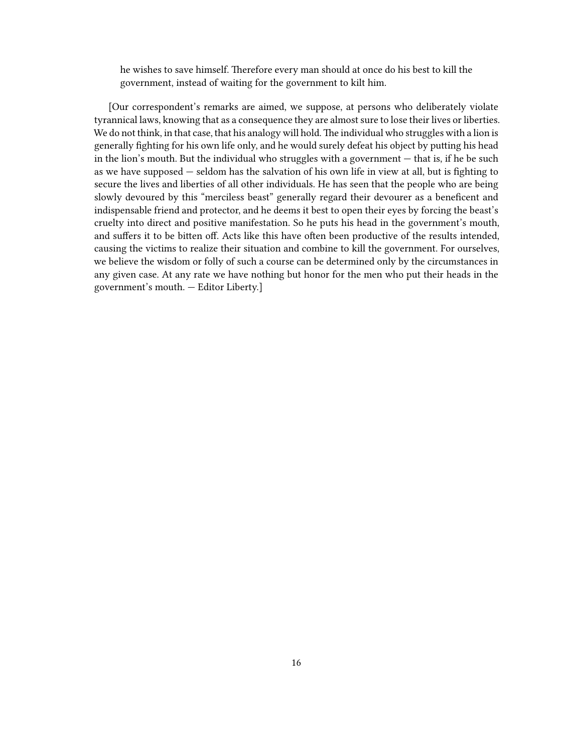> he wishes to save himself. Therefore every man should at once do his best to kill the government, instead of waiting for the government to kilt him.

[Our correspondent's remarks are aimed, we suppose, at persons who deliberately violate tyrannical laws, knowing that as a consequence they are almost sure to lose their lives or liberties. We do not think, in that case, that his analogy will hold. The individual who struggles with a lion is generally fighting for his own life only, and he would surely defeat his object by putting his head in the lion's mouth. But the individual who struggles with a government — that is, if he be such as we have supposed — seldom has the salvation of his own life in view at all, but is fighting to secure the lives and liberties of all other individuals. He has seen that the people who are being slowly devoured by this "merciless beast" generally regard their devourer as a beneficent and indispensable friend and protector, and he deems it best to open their eyes by forcing the beast's cruelty into direct and positive manifestation. So he puts his head in the government's mouth, and suffers it to be bitten off. Acts like this have often been productive of the results intended, causing the victims to realize their situation and combine to kill the government. For ourselves, we believe the wisdom or folly of such a course can be determined only by the circumstances in any given case. At any rate we have nothing but honor for the men who put their heads in the government's mouth. — Editor Liberty.]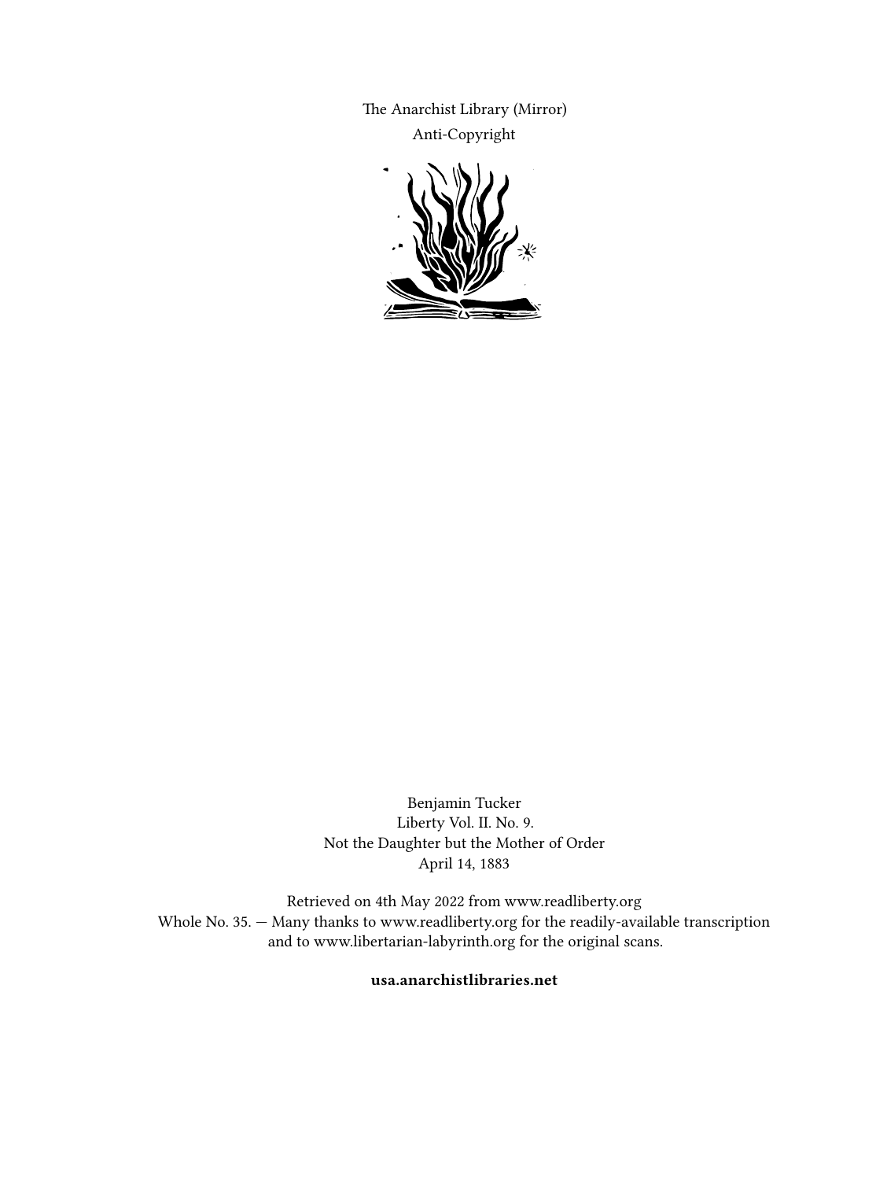The Anarchist Library (Mirror)
Anti-Copyright

Benjamin Tucker
Liberty Vol. II. No. 9.
Not the Daughter but the Mother of Order
April 14, 1883

Retrieved on 4th May 2022 from www.readliberty.org
Whole No. 35. — Many thanks to www.readliberty.org for the readily-available transcription and to www.libertarian-labyrinth.org for the original scans.

**usa.anarchistlibraries.net**